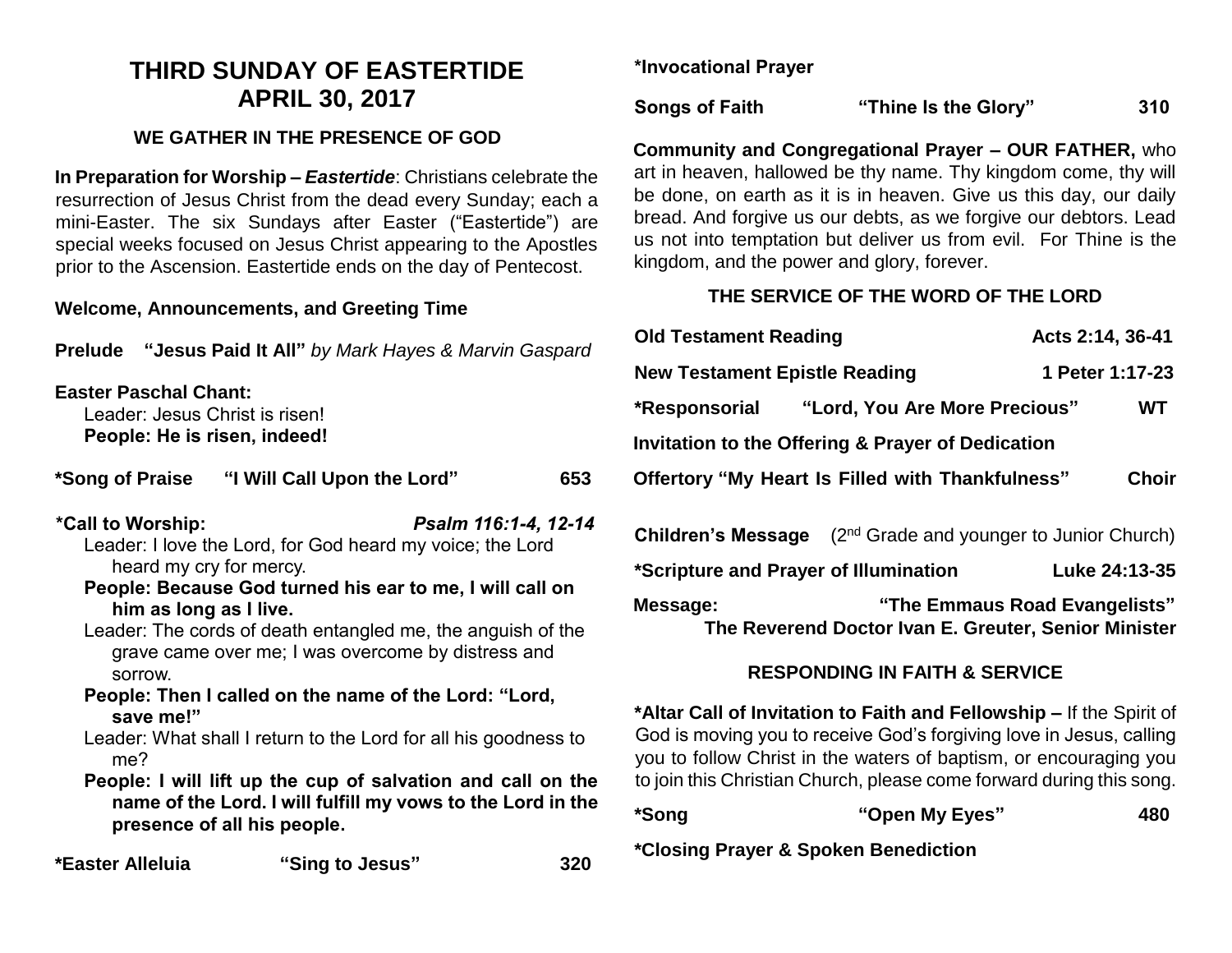# THIRD SUNDAY OF EASTERTIDE
# APRIL 30, 2017

## WE GATHER IN THE PRESENCE OF GOD

**In Preparation for Worship – *Eastertide***: Christians celebrate the resurrection of Jesus Christ from the dead every Sunday; each a mini-Easter. The six Sundays after Easter ("Eastertide") are special weeks focused on Jesus Christ appearing to the Apostles prior to the Ascension. Eastertide ends on the day of Pentecost.

**Welcome, Announcements, and Greeting Time**

**Prelude "Jesus Paid It All"** *by Mark Hayes & Marvin Gaspard*

**Easter Paschal Chant:**
Leader: Jesus Christ is risen!
**People: He is risen, indeed!**

**\*Song of Praise "I Will Call Upon the Lord" 653**

**\*Call to Worship:** ***Psalm 116:1-4, 12-14***
Leader: I love the Lord, for God heard my voice; the Lord heard my cry for mercy.
**People: Because God turned his ear to me, I will call on him as long as I live.**
Leader: The cords of death entangled me, the anguish of the grave came over me; I was overcome by distress and sorrow.
**People: Then I called on the name of the Lord: "Lord, save me!"**
Leader: What shall I return to the Lord for all his goodness to me?
**People: I will lift up the cup of salvation and call on the name of the Lord. I will fulfill my vows to the Lord in the presence of all his people.**

**\*Easter Alleluia "Sing to Jesus" 320**

**\*Invocational Prayer**

**Songs of Faith "Thine Is the Glory" 310**

**Community and Congregational Prayer – OUR FATHER,** who art in heaven, hallowed be thy name. Thy kingdom come, thy will be done, on earth as it is in heaven. Give us this day, our daily bread. And forgive us our debts, as we forgive our debtors. Lead us not into temptation but deliver us from evil. For Thine is the kingdom, and the power and glory, forever.

## THE SERVICE OF THE WORD OF THE LORD

**Old Testament Reading Acts 2:14, 36-41**

**New Testament Epistle Reading 1 Peter 1:17-23**

**\*Responsorial "Lord, You Are More Precious" WT**

**Invitation to the Offering & Prayer of Dedication**

**Offertory "My Heart Is Filled with Thankfulness" Choir**

**Children's Message** (2nd Grade and younger to Junior Church)

**\*Scripture and Prayer of Illumination Luke 24:13-35**

**Message: "The Emmaus Road Evangelists"**
**The Reverend Doctor Ivan E. Greuter, Senior Minister**

## RESPONDING IN FAITH & SERVICE

**\*Altar Call of Invitation to Faith and Fellowship –** If the Spirit of God is moving you to receive God's forgiving love in Jesus, calling you to follow Christ in the waters of baptism, or encouraging you to join this Christian Church, please come forward during this song.

**\*Song "Open My Eyes" 480**

**\*Closing Prayer & Spoken Benediction**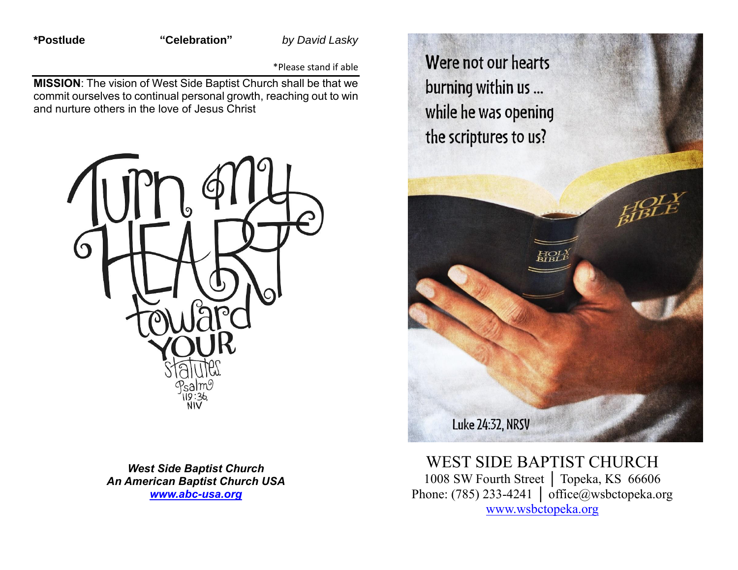**\*Postlude** **"Celebration"** *by David Lasky*

\*Please stand if able

**MISSION**: The vision of West Side Baptist Church shall be that we commit ourselves to continual personal growth, reaching out to win and nurture others in the love of Jesus Christ

Turn my HEART toward YOUR statutes. Psalm 119:36, NIV

***West Side Baptist Church***
***An American Baptist Church USA***
***www.abc-usa.org***

Were not our hearts burning within us … while he was opening the scriptures to us?

Luke 24:32, NRSV

WEST SIDE BAPTIST CHURCH
1008 SW Fourth Street | Topeka, KS 66606
Phone: (785) 233-4241 | office@wsbctopeka.org
www.wsbctopeka.org